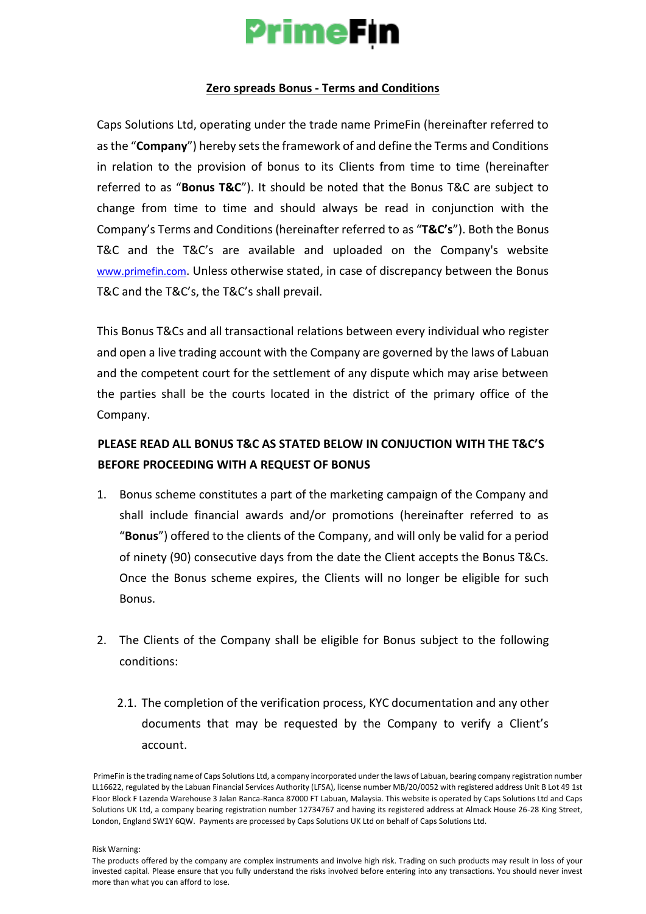# PrimeFin

## Zero spreads Bonus - Terms and Conditions

Caps Solutions Ltd, operating under the trade name PrimeFin (hereinafter referred to as the "**Company**") hereby sets the framework of and define the Terms and Conditions in relation to the provision of bonus to its Clients from time to time (hereinafter referred to as "**Bonus T&C**"). It should be noted that the Bonus T&C are subject to change from time to time and should always be read in conjunction with the Company's Terms and Conditions (hereinafter referred to as "**T&C's**"). Both the Bonus T&C and the T&C's are available and uploaded on the Company's website www.primefin.com. Unless otherwise stated, in case of discrepancy between the Bonus T&C and the T&C's, the T&C's shall prevail.

This Bonus T&Cs and all transactional relations between every individual who register and open a live trading account with the Company are governed by the laws of Labuan and the competent court for the settlement of any dispute which may arise between the parties shall be the courts located in the district of the primary office of the Company.

**PLEASE READ ALL BONUS T&C AS STATED BELOW IN CONJUCTION WITH THE T&C'S BEFORE PROCEEDING WITH A REQUEST OF BONUS**

1. Bonus scheme constitutes a part of the marketing campaign of the Company and shall include financial awards and/or promotions (hereinafter referred to as "**Bonus**") offered to the clients of the Company, and will only be valid for a period of ninety (90) consecutive days from the date the Client accepts the Bonus T&Cs. Once the Bonus scheme expires, the Clients will no longer be eligible for such Bonus.

2. The Clients of the Company shall be eligible for Bonus subject to the following conditions:

   2.1. The completion of the verification process, KYC documentation and any other documents that may be requested by the Company to verify a Client's account.

PrimeFin is the trading name of Caps Solutions Ltd, a company incorporated under the laws of Labuan, bearing company registration number LL16622, regulated by the Labuan Financial Services Authority (LFSA), license number MB/20/0052 with registered address Unit B Lot 49 1st Floor Block F Lazenda Warehouse 3 Jalan Ranca-Ranca 87000 FT Labuan, Malaysia. This website is operated by Caps Solutions Ltd and Caps Solutions UK Ltd, a company bearing registration number 12734767 and having its registered address at Almack House 26-28 King Street, London, England SW1Y 6QW. Payments are processed by Caps Solutions UK Ltd on behalf of Caps Solutions Ltd.

Risk Warning:
The products offered by the company are complex instruments and involve high risk. Trading on such products may result in loss of your invested capital. Please ensure that you fully understand the risks involved before entering into any transactions. You should never invest more than what you can afford to lose.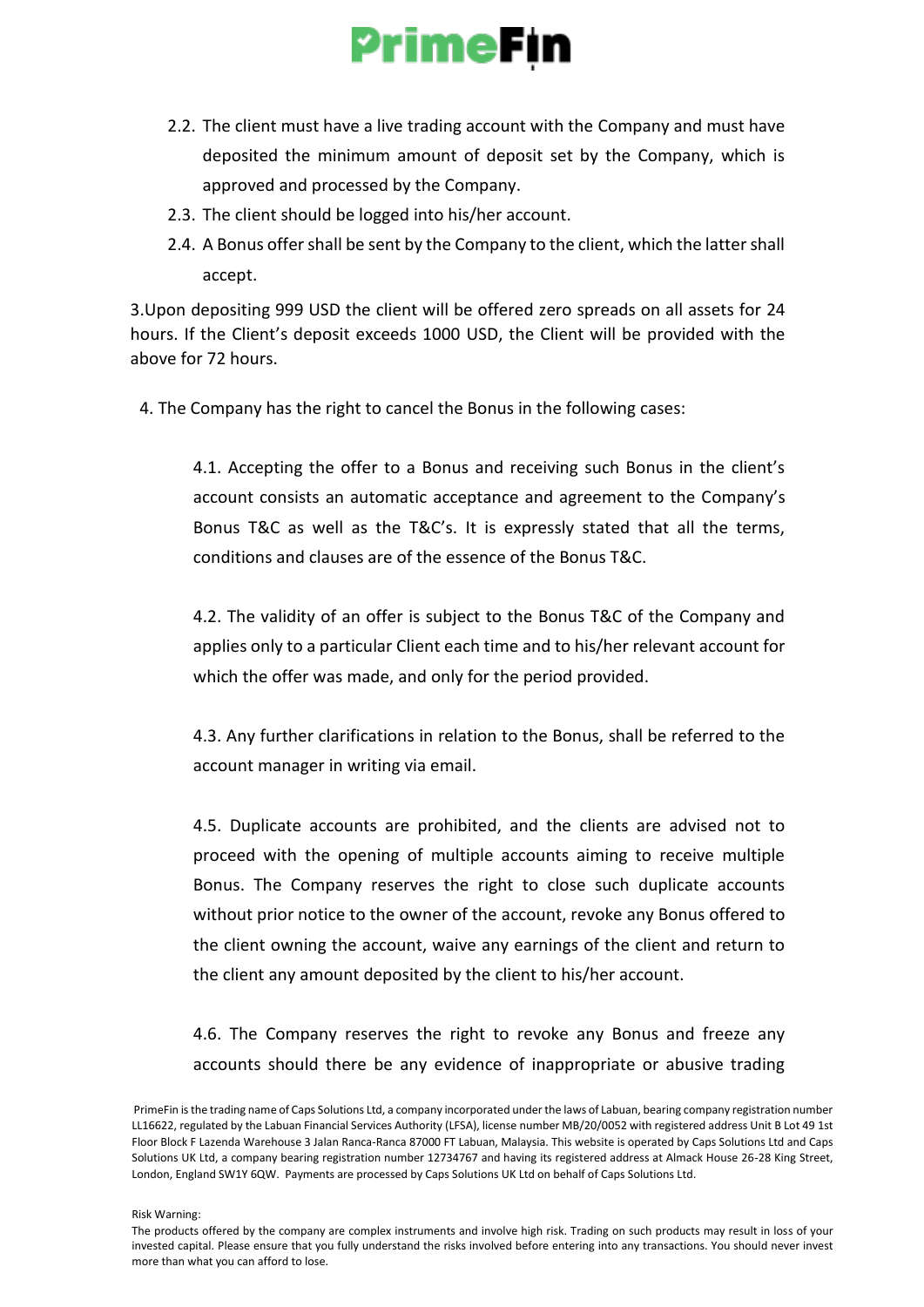2.2. The client must have a live trading account with the Company and must have deposited the minimum amount of deposit set by the Company, which is approved and processed by the Company.

2.3. The client should be logged into his/her account.

2.4. A Bonus offer shall be sent by the Company to the client, which the latter shall accept.

3.Upon depositing 999 USD the client will be offered zero spreads on all assets for 24 hours. If the Client's deposit exceeds 1000 USD, the Client will be provided with the above for 72 hours.

4. The Company has the right to cancel the Bonus in the following cases:

4.1. Accepting the offer to a Bonus and receiving such Bonus in the client's account consists an automatic acceptance and agreement to the Company's Bonus T&C as well as the T&C's. It is expressly stated that all the terms, conditions and clauses are of the essence of the Bonus T&C.

4.2. The validity of an offer is subject to the Bonus T&C of the Company and applies only to a particular Client each time and to his/her relevant account for which the offer was made, and only for the period provided.

4.3. Any further clarifications in relation to the Bonus, shall be referred to the account manager in writing via email.

4.5. Duplicate accounts are prohibited, and the clients are advised not to proceed with the opening of multiple accounts aiming to receive multiple Bonus. The Company reserves the right to close such duplicate accounts without prior notice to the owner of the account, revoke any Bonus offered to the client owning the account, waive any earnings of the client and return to the client any amount deposited by the client to his/her account.

4.6. The Company reserves the right to revoke any Bonus and freeze any accounts should there be any evidence of inappropriate or abusive trading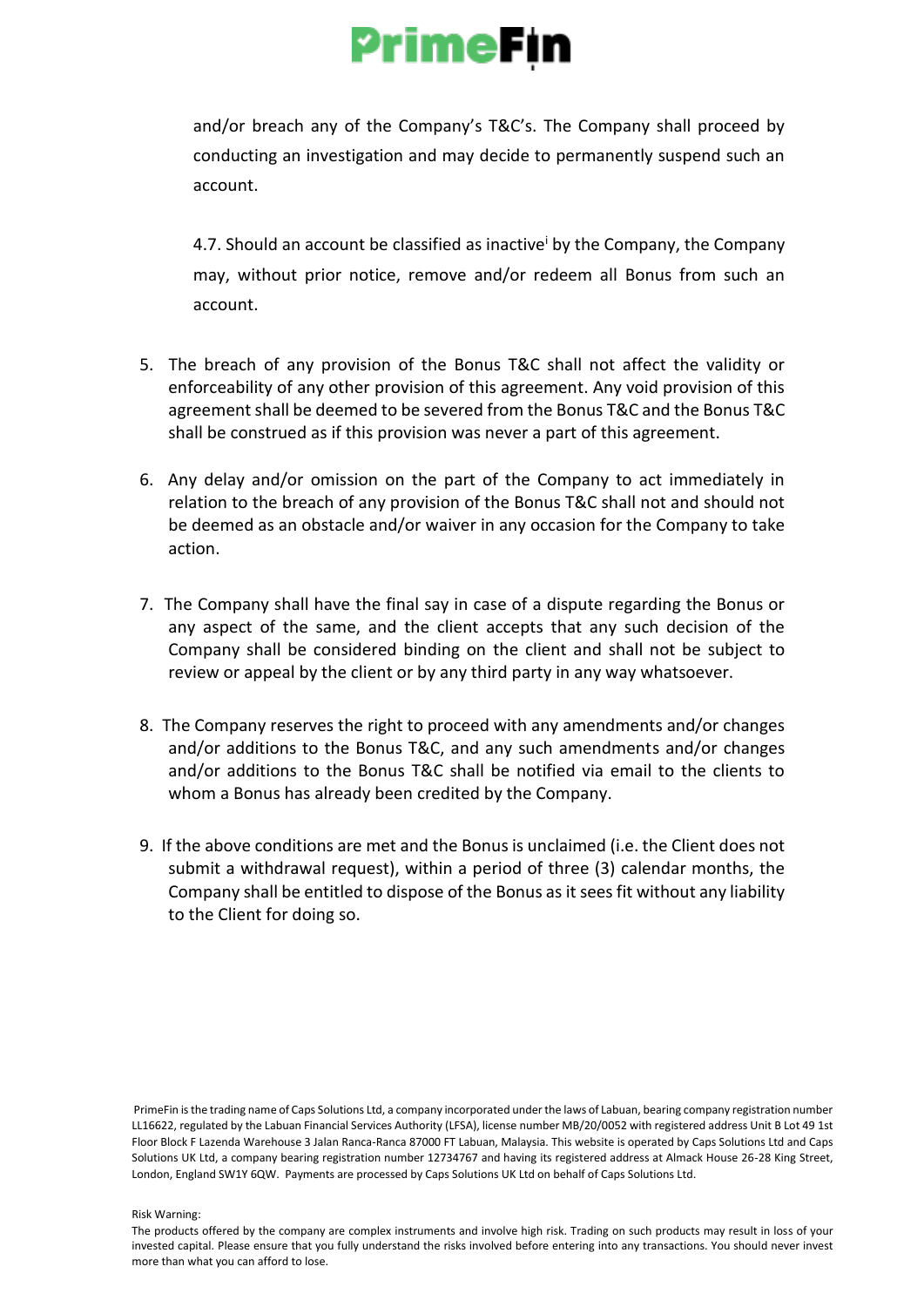and/or breach any of the Company's T&C's. The Company shall proceed by conducting an investigation and may decide to permanently suspend such an account.

4.7. Should an account be classified as inactive[i] by the Company, the Company may, without prior notice, remove and/or redeem all Bonus from such an account.

5. The breach of any provision of the Bonus T&C shall not affect the validity or enforceability of any other provision of this agreement. Any void provision of this agreement shall be deemed to be severed from the Bonus T&C and the Bonus T&C shall be construed as if this provision was never a part of this agreement.

6. Any delay and/or omission on the part of the Company to act immediately in relation to the breach of any provision of the Bonus T&C shall not and should not be deemed as an obstacle and/or waiver in any occasion for the Company to take action.

7. The Company shall have the final say in case of a dispute regarding the Bonus or any aspect of the same, and the client accepts that any such decision of the Company shall be considered binding on the client and shall not be subject to review or appeal by the client or by any third party in any way whatsoever.

8. The Company reserves the right to proceed with any amendments and/or changes and/or additions to the Bonus T&C, and any such amendments and/or changes and/or additions to the Bonus T&C shall be notified via email to the clients to whom a Bonus has already been credited by the Company.

9. If the above conditions are met and the Bonus is unclaimed (i.e. the Client does not submit a withdrawal request), within a period of three (3) calendar months, the Company shall be entitled to dispose of the Bonus as it sees fit without any liability to the Client for doing so.